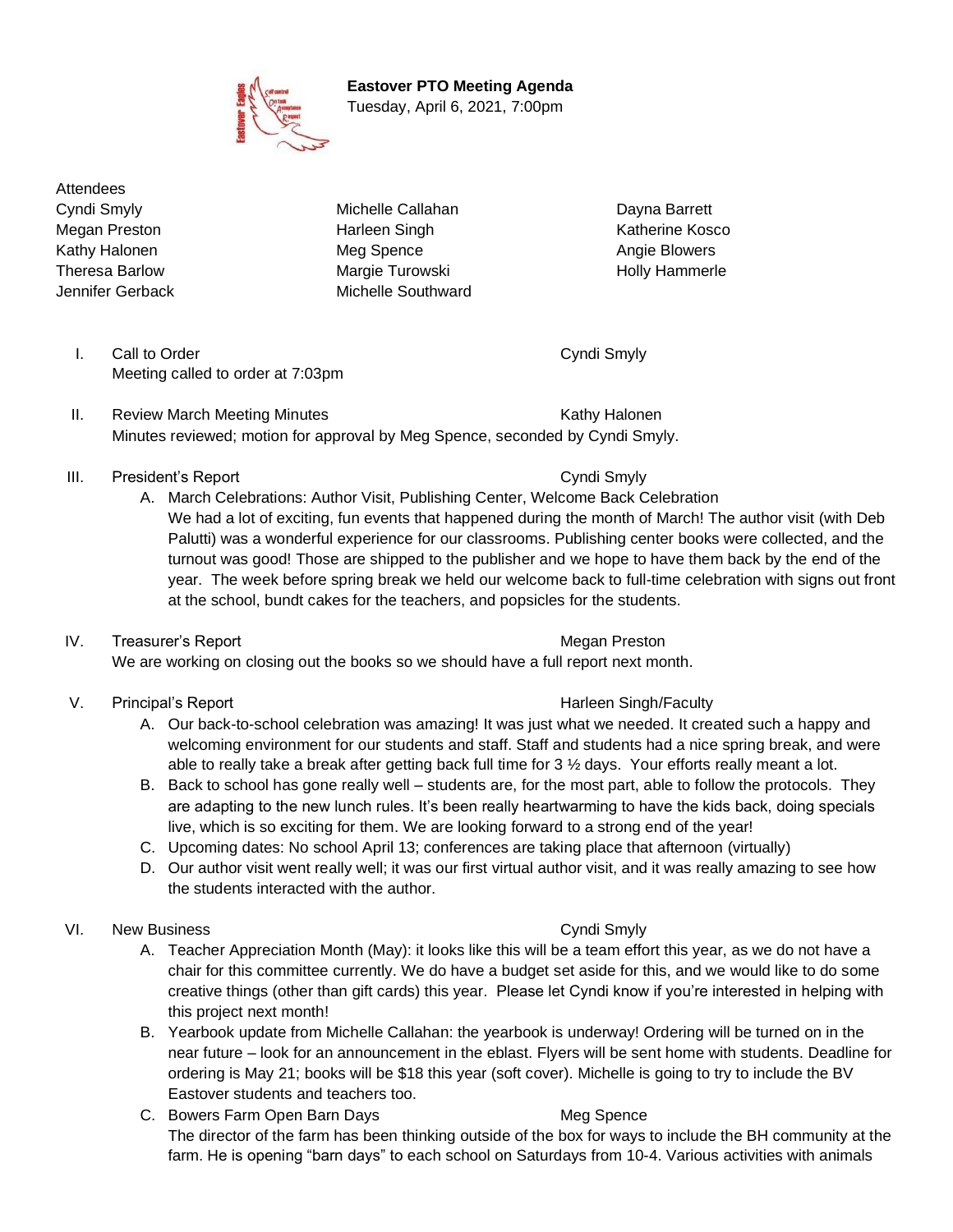**Eastover PTO Meeting Agenda**
Tuesday, April 6, 2021, 7:00pm

Attendees

| | | |
|---|---|---|
| Cyndi Smyly | Michelle Callahan | Dayna Barrett |
| Megan Preston | Harleen Singh | Katherine Kosco |
| Kathy Halonen | Meg Spence | Angie Blowers |
| Theresa Barlow | Margie Turowski | Holly Hammerle |
| Jennifer Gerback | Michelle Southward | |

I. Call to Order — Cyndi Smyly
Meeting called to order at 7:03pm

II. Review March Meeting Minutes — Kathy Halonen
Minutes reviewed; motion for approval by Meg Spence, seconded by Cyndi Smyly.

III. President's Report — Cyndi Smyly
A. March Celebrations: Author Visit, Publishing Center, Welcome Back Celebration
We had a lot of exciting, fun events that happened during the month of March! The author visit (with Deb Palutti) was a wonderful experience for our classrooms. Publishing center books were collected, and the turnout was good! Those are shipped to the publisher and we hope to have them back by the end of the year. The week before spring break we held our welcome back to full-time celebration with signs out front at the school, bundt cakes for the teachers, and popsicles for the students.

IV. Treasurer's Report — Megan Preston
We are working on closing out the books so we should have a full report next month.

V. Principal's Report — Harleen Singh/Faculty
A. Our back-to-school celebration was amazing! It was just what we needed. It created such a happy and welcoming environment for our students and staff. Staff and students had a nice spring break, and were able to really take a break after getting back full time for 3 ½ days. Your efforts really meant a lot.
B. Back to school has gone really well – students are, for the most part, able to follow the protocols. They are adapting to the new lunch rules. It's been really heartwarming to have the kids back, doing specials live, which is so exciting for them. We are looking forward to a strong end of the year!
C. Upcoming dates: No school April 13; conferences are taking place that afternoon (virtually)
D. Our author visit went really well; it was our first virtual author visit, and it was really amazing to see how the students interacted with the author.

VI. New Business — Cyndi Smyly
A. Teacher Appreciation Month (May): it looks like this will be a team effort this year, as we do not have a chair for this committee currently. We do have a budget set aside for this, and we would like to do some creative things (other than gift cards) this year. Please let Cyndi know if you're interested in helping with this project next month!
B. Yearbook update from Michelle Callahan: the yearbook is underway! Ordering will be turned on in the near future – look for an announcement in the eblast. Flyers will be sent home with students. Deadline for ordering is May 21; books will be $18 this year (soft cover). Michelle is going to try to include the BV Eastover students and teachers too.
C. Bowers Farm Open Barn Days — Meg Spence
The director of the farm has been thinking outside of the box for ways to include the BH community at the farm. He is opening "barn days" to each school on Saturdays from 10-4. Various activities with animals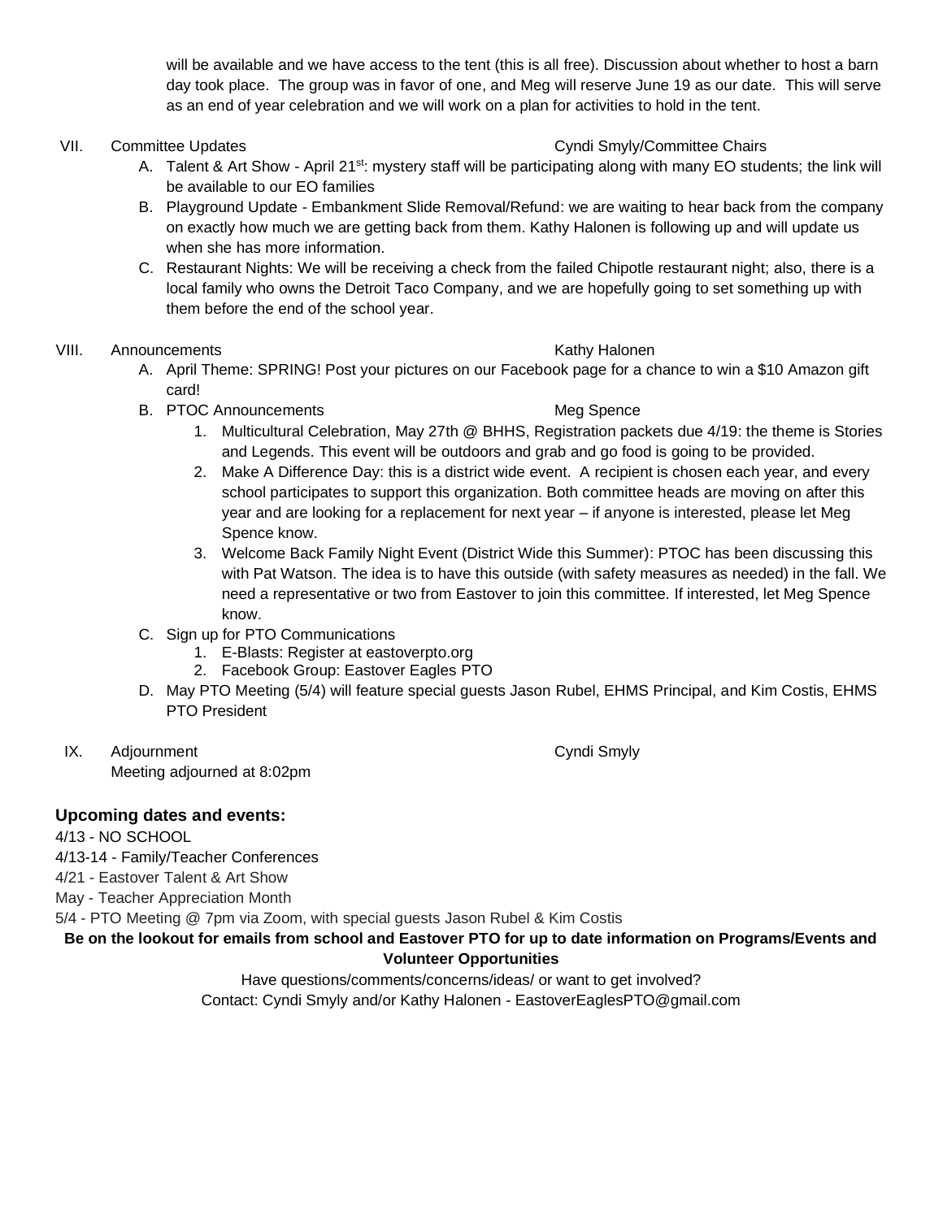will be available and we have access to the tent (this is all free). Discussion about whether to host a barn day took place. The group was in favor of one, and Meg will reserve June 19 as our date. This will serve as an end of year celebration and we will work on a plan for activities to hold in the tent.

VII. Committee Updates — Cyndi Smyly/Committee Chairs

A. Talent & Art Show - April 21st: mystery staff will be participating along with many EO students; the link will be available to our EO families

B. Playground Update - Embankment Slide Removal/Refund: we are waiting to hear back from the company on exactly how much we are getting back from them. Kathy Halonen is following up and will update us when she has more information.

C. Restaurant Nights: We will be receiving a check from the failed Chipotle restaurant night; also, there is a local family who owns the Detroit Taco Company, and we are hopefully going to set something up with them before the end of the school year.

VIII. Announcements — Kathy Halonen

A. April Theme: SPRING! Post your pictures on our Facebook page for a chance to win a $10 Amazon gift card!

B. PTOC Announcements — Meg Spence

1. Multicultural Celebration, May 27th @ BHHS, Registration packets due 4/19: the theme is Stories and Legends. This event will be outdoors and grab and go food is going to be provided.
2. Make A Difference Day: this is a district wide event. A recipient is chosen each year, and every school participates to support this organization. Both committee heads are moving on after this year and are looking for a replacement for next year – if anyone is interested, please let Meg Spence know.
3. Welcome Back Family Night Event (District Wide this Summer): PTOC has been discussing this with Pat Watson. The idea is to have this outside (with safety measures as needed) in the fall. We need a representative or two from Eastover to join this committee. If interested, let Meg Spence know.

C. Sign up for PTO Communications

1. E-Blasts: Register at eastoverpto.org
2. Facebook Group: Eastover Eagles PTO

D. May PTO Meeting (5/4) will feature special guests Jason Rubel, EHMS Principal, and Kim Costis, EHMS PTO President

IX. Adjournment — Cyndi Smyly

Meeting adjourned at 8:02pm

### Upcoming dates and events:

4/13 - NO SCHOOL
4/13-14 - Family/Teacher Conferences
4/21 - Eastover Talent & Art Show
May - Teacher Appreciation Month
5/4 - PTO Meeting @ 7pm via Zoom, with special guests Jason Rubel & Kim Costis

**Be on the lookout for emails from school and Eastover PTO for up to date information on Programs/Events and Volunteer Opportunities**

Have questions/comments/concerns/ideas/ or want to get involved?
Contact: Cyndi Smyly and/or Kathy Halonen - EastoverEaglesPTO@gmail.com